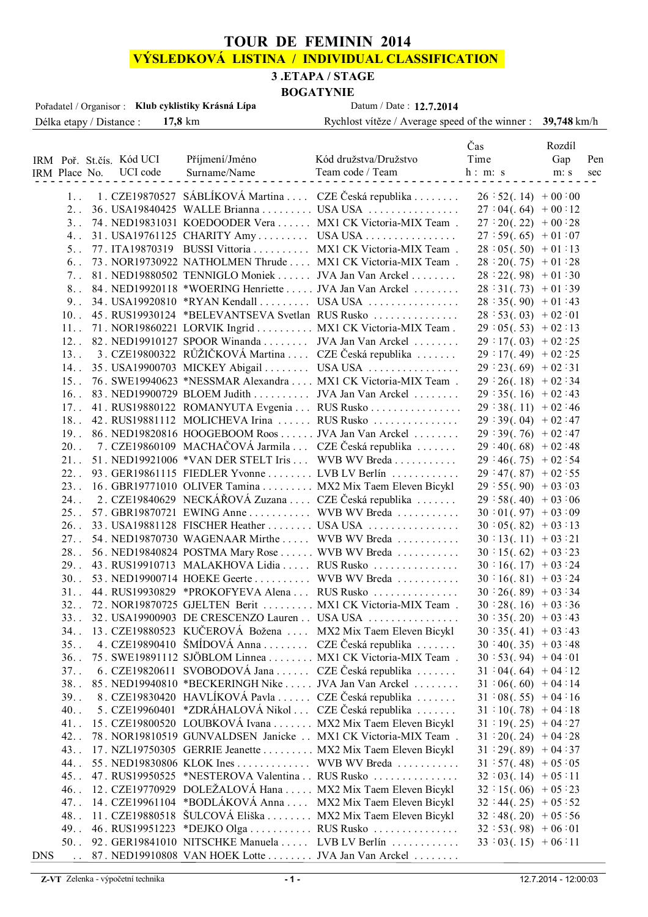# TOUR DE FEMININ 2014

## VÝSLEDKOVÁ LISTINA / INDIVIDUAL CLASSIFICATION

### 3 .ETAPA / STAGE

### BOGATYNIE

Pořadatel / Organisor : **Klub cyklistiky Krásná Lípa**    Datum / Date : **12.7.2014**

Délka etapy / Distance : **17,8** km    Rychlost vítěze / Average speed of the winner : **39,748** km/h

| IRM | Poř. Place | St.čís. No. | Kód UCI UCI code | Příjmení/Jméno Surname/Name | Kód družstva/Družstvo Team code / Team | Čas Time h : m: s | Rozdíl Gap m: s | Pen sec |
|---|---|---|---|---|---|---|---|---|
| | 1. | 1. | CZE19870527 | SÁBLÍKOVÁ Martina | CZE Česká republika | 26 : 52(. 14) | + 00 : 00 | |
| | 2. | 36. | USA19840425 | WALLE Brianna | USA USA | 27 : 04(. 64) | + 00 : 12 | |
| | 3. | 74. | NED19831031 | KOEDOODER Vera | MX1 CK Victoria-MIX Team | 27 : 20(. 22) | + 00 : 28 | |
| | 4. | 31. | USA19761125 | CHARITY Amy | USA USA | 27 : 59(. 65) | + 01 : 07 | |
| | 5. | 77. | ITA19870319 | BUSSI Vittoria | MX1 CK Victoria-MIX Team | 28 : 05(. 50) | + 01 : 13 | |
| | 6. | 73. | NOR19730922 | NATHOLMEN Thrude | MX1 CK Victoria-MIX Team | 28 : 20(. 75) | + 01 : 28 | |
| | 7. | 81. | NED19880502 | TENNIGLO Moniek | JVA Jan Van Arckel | 28 : 22(. 98) | + 01 : 30 | |
| | 8. | 84. | NED19920118 | *WOERING Henriette | JVA Jan Van Arckel | 28 : 31(. 73) | + 01 : 39 | |
| | 9. | 34. | USA19920810 | *RYAN Kendall | USA USA | 28 : 35(. 90) | + 01 : 43 | |
| | 10. | 45. | RUS19930124 | *BELEVANTSEVA Svetlan | RUS Rusko | 28 : 53(. 03) | + 02 : 01 | |
| | 11. | 71. | NOR19860221 | LORVIK Ingrid | MX1 CK Victoria-MIX Team | 29 : 05(. 53) | + 02 : 13 | |
| | 12. | 82. | NED19910127 | SPOOR Winanda | JVA Jan Van Arckel | 29 : 17(. 03) | + 02 : 25 | |
| | 13. | 3. | CZE19800322 | RŮŽIČKOVÁ Martina | CZE Česká republika | 29 : 17(. 49) | + 02 : 25 | |
| | 14. | 35. | USA19900703 | MICKEY Abigail | USA USA | 29 : 23(. 69) | + 02 : 31 | |
| | 15. | 76. | SWE19940623 | *NESSMAR Alexandra | MX1 CK Victoria-MIX Team | 29 : 26(. 18) | + 02 : 34 | |
| | 16. | 83. | NED19900729 | BLOEM Judith | JVA Jan Van Arckel | 29 : 35(. 16) | + 02 : 43 | |
| | 17. | 41. | RUS19880122 | ROMANYUTA Evgenia | RUS Rusko | 29 : 38(. 11) | + 02 : 46 | |
| | 18. | 42. | RUS19881112 | MOLICHEVA Irina | RUS Rusko | 29 : 39(. 04) | + 02 : 47 | |
| | 19. | 86. | NED19820816 | HOOGEBOOM Roos | JVA Jan Van Arckel | 29 : 39(. 76) | + 02 : 47 | |
| | 20. | 7. | CZE19860109 | MACHAČOVÁ Jarmila | CZE Česká republika | 29 : 40(. 68) | + 02 : 48 | |
| | 21. | 51. | NED19921006 | *VAN DER STELT Iris | WVB WV Breda | 29 : 46(. 75) | + 02 : 54 | |
| | 22. | 93. | GER19861115 | FIEDLER Yvonne | LVB LV Berlín | 29 : 47(. 87) | + 02 : 55 | |
| | 23. | 16. | GBR19771010 | OLIVER Tamina | MX2 Mix Taem Eleven Bicykl | 29 : 55(. 90) | + 03 : 03 | |
| | 24. | 2. | CZE19840629 | NECKÁŘOVÁ Zuzana | CZE Česká republika | 29 : 58(. 40) | + 03 : 06 | |
| | 25. | 57. | GBR19870721 | EWING Anne | WVB WV Breda | 30 : 01(. 97) | + 03 : 09 | |
| | 26. | 33. | USA19881128 | FISCHER Heather | USA USA | 30 : 05(. 82) | + 03 : 13 | |
| | 27. | 54. | NED19870730 | WAGENAAR Mirthe | WVB WV Breda | 30 : 13(. 11) | + 03 : 21 | |
| | 28. | 56. | NED19840824 | POSTMA Mary Rose | WVB WV Breda | 30 : 15(. 62) | + 03 : 23 | |
| | 29. | 43. | RUS19910713 | MALAKHOVA Lidia | RUS Rusko | 30 : 16(. 17) | + 03 : 24 | |
| | 30. | 53. | NED19900714 | HOEKE Geerte | WVB WV Breda | 30 : 16(. 81) | + 03 : 24 | |
| | 31. | 44. | RUS19930829 | *PROKOFYEVA Alena | RUS Rusko | 30 : 26(. 89) | + 03 : 34 | |
| | 32. | 72. | NOR19870725 | GJELTEN Berit | MX1 CK Victoria-MIX Team | 30 : 28(. 16) | + 03 : 36 | |
| | 33. | 32. | USA19900903 | DE CRESCENZO Lauren | USA USA | 30 : 35(. 20) | + 03 : 43 | |
| | 34. | 13. | CZE19880523 | KUČEROVÁ Božena | MX2 Mix Taem Eleven Bicykl | 30 : 35(. 41) | + 03 : 43 | |
| | 35. | 4. | CZE19890410 | ŠMÍDOVÁ Anna | CZE Česká republika | 30 : 40(. 35) | + 03 : 48 | |
| | 36. | 75. | SWE19891112 | SJÖBLOM Linnea | MX1 CK Victoria-MIX Team | 30 : 53(. 94) | + 04 : 01 | |
| | 37. | 6. | CZE19820611 | SVOBODOVÁ Jana | CZE Česká republika | 31 : 04(. 64) | + 04 : 12 | |
| | 38. | 85. | NED19940810 | *BECKERINGH Nike | JVA Jan Van Arckel | 31 : 06(. 60) | + 04 : 14 | |
| | 39. | 8. | CZE19830420 | HAVLÍKOVÁ Pavla | CZE Česká republika | 31 : 08(. 55) | + 04 : 16 | |
| | 40. | 5. | CZE19960401 | *ZDRÁHALOVÁ Nikol | CZE Česká republika | 31 : 10(. 78) | + 04 : 18 | |
| | 41. | 15. | CZE19800520 | LOUBKOVÁ Ivana | MX2 Mix Taem Eleven Bicykl | 31 : 19(. 25) | + 04 : 27 | |
| | 42. | 78. | NOR19810519 | GUNVALDSEN Janicke | MX1 CK Victoria-MIX Team | 31 : 20(. 24) | + 04 : 28 | |
| | 43. | 17. | NZL19750305 | GERRIE Jeanette | MX2 Mix Taem Eleven Bicykl | 31 : 29(. 89) | + 04 : 37 | |
| | 44. | 55. | NED19830806 | KLOK Ines | WVB WV Breda | 31 : 57(. 48) | + 05 : 05 | |
| | 45. | 47. | RUS19950525 | *NESTEROVA Valentina | RUS Rusko | 32 : 03(. 14) | + 05 : 11 | |
| | 46. | 12. | CZE19770929 | DOLEŽALOVÁ Hana | MX2 Mix Taem Eleven Bicykl | 32 : 15(. 06) | + 05 : 23 | |
| | 47. | 14. | CZE19961104 | *BODLÁKOVÁ Anna | MX2 Mix Taem Eleven Bicykl | 32 : 44(. 25) | + 05 : 52 | |
| | 48. | 11. | CZE19880518 | ŠULCOVÁ Eliška | MX2 Mix Taem Eleven Bicykl | 32 : 48(. 20) | + 05 : 56 | |
| | 49. | 46. | RUS19951223 | *DEJKO Olga | RUS Rusko | 32 : 53(. 98) | + 06 : 01 | |
| | 50. | 92. | GER19841010 | NITSCHKE Manuela | LVB LV Berlín | 33 : 03(. 15) | + 06 : 11 | |
| DNS | . | 87. | NED19910808 | VAN HOEK Lotte | JVA Jan Van Arckel | | | |

**Z-VT** Zelenka - výpočetní technika    12.7.2014 - 12:00:03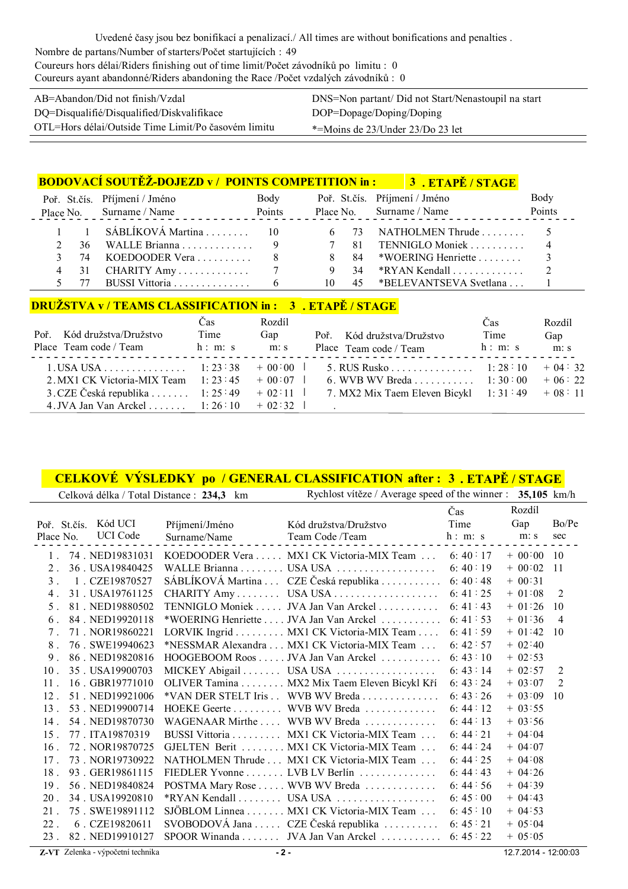Uvedené časy jsou bez bonifikací a penalizací./ All times are without bonifications and penalties .
Nombre de partans/Number of starters/Počet startujících : 49
Coureurs hors délai/Riders finishing out of time limit/Počet závodníků po limitu : 0
Coureurs ayant abandonné/Riders abandoning the Race /Počet vzdalých závodníků : 0

| | |
|---|---|
| AB=Abandon/Did not finish/Vzdal | DNS=Non partant/ Did not Start/Nenastoupil na start |
| DQ=Disqualifié/Disqualified/Diskvalifikace | DOP=Dopage/Doping/Doping |
| OTL=Hors délai/Outside Time Limit/Po časovém limitu | *=Moins de 23/Under 23/Do 23 let |

## BODOVACÍ SOUTĚŽ-DOJEZD v / POINTS COMPETITION in : 3 . ETAPĚ / STAGE

| Poř. Place | St.čís. No. | Příjmení / Jméno Surname / Name | Body Points | Poř. Place | St.čís. No. | Příjmení / Jméno Surname / Name | Body Points |
|---|---|---|---|---|---|---|---|
| 1 | 1 | SÁBLÍKOVÁ Martina | 10 | 6 | 73 | NATHOLMEN Thrude | 5 |
| 2 | 36 | WALLE Brianna | 9 | 7 | 81 | TENNIGLO Moniek | 4 |
| 3 | 74 | KOEDOODER Vera | 8 | 8 | 84 | *WOERING Henriette | 3 |
| 4 | 31 | CHARITY Amy | 7 | 9 | 34 | *RYAN Kendall | 2 |
| 5 | 77 | BUSSI Vittoria | 6 | 10 | 45 | *BELEVANTSEVA Svetlana | 1 |

## DRUŽSTVA v / TEAMS CLASSIFICATION in : 3 . ETAPĚ / STAGE

| Poř. Place | Kód družstva/Družstvo Team code / Team | Čas Time h : m: s | Rozdíl Gap m: s | Poř. Place | Kód družstva/Družstvo Team code / Team | Čas Time h : m: s | Rozdíl Gap m: s |
|---|---|---|---|---|---|---|---|
| 1. | USA USA | 1: 23 : 38 | + 00 : 00 | 5. | RUS Rusko | 1: 28 : 10 | + 04 : 32 |
| 2. | MX1 CK Victoria-MIX Team | 1: 23 : 45 | + 00 : 07 | 6. | WVB WV Breda | 1: 30 : 00 | + 06 : 22 |
| 3. | CZE Česká republika | 1: 25 : 49 | + 02 : 11 | 7. | MX2 Mix Taem Eleven Bicykl | 1: 31 : 49 | + 08 : 11 |
| 4. | JVA Jan Van Arckel | 1: 26 : 10 | + 02 : 32 | | . | | |

## CELKOVÉ VÝSLEDKY po / GENERAL CLASSIFICATION after : 3 . ETAPĚ / STAGE

Celková délka / Total Distance : **234,3** km — Rychlost vítěze / Average speed of the winner : **35,105** km/h

| Poř. Place | St.čís. No. | Kód UCI UCI Code | Příjmení/Jméno Surname/Name | Kód družstva/Družstvo Team Code /Team | Čas Time h : m: s | Rozdíl Gap m: s | Bo/Pe sec |
|---|---|---|---|---|---|---|---|
| 1. | 74 | NED19831031 | KOEDOODER Vera | MX1 CK Victoria-MIX Team | 6: 40 : 17 | + 00 : 00 | 10 |
| 2. | 36 | USA19840425 | WALLE Brianna | USA USA | 6: 40 : 19 | + 00 : 02 | 11 |
| 3. | 1 | CZE19870527 | SÁBLÍKOVÁ Martina | CZE Česká republika | 6: 40 : 48 | + 00 : 31 | |
| 4. | 31 | USA19761125 | CHARITY Amy | USA USA | 6: 41 : 25 | + 01 : 08 | 2 |
| 5. | 81 | NED19880502 | TENNIGLO Moniek | JVA Jan Van Arckel | 6: 41 : 43 | + 01 : 26 | 10 |
| 6. | 84 | NED19920118 | *WOERING Henriette | JVA Jan Van Arckel | 6: 41 : 53 | + 01 : 36 | 4 |
| 7. | 71 | NOR19860221 | LORVIK Ingrid | MX1 CK Victoria-MIX Team | 6: 41 : 59 | + 01 : 42 | 10 |
| 8. | 76 | SWE19940623 | *NESSMAR Alexandra | MX1 CK Victoria-MIX Team | 6: 42 : 57 | + 02 : 40 | |
| 9. | 86 | NED19820816 | HOOGEBOOM Roos | JVA Jan Van Arckel | 6: 43 : 10 | + 02 : 53 | |
| 10. | 35 | USA19900703 | MICKEY Abigail | USA USA | 6: 43 : 14 | + 02 : 57 | 2 |
| 11. | 16 | GBR19771010 | OLIVER Tamina | MX2 Mix Taem Eleven Bicykl Kří | 6: 43 : 24 | + 03 : 07 | 2 |
| 12. | 51 | NED19921006 | *VAN DER STELT Iris | WVB WV Breda | 6: 43 : 26 | + 03 : 09 | 10 |
| 13. | 53 | NED19900714 | HOEKE Geerte | WVB WV Breda | 6: 44 : 12 | + 03 : 55 | |
| 14. | 54 | NED19870730 | WAGENAAR Mirthe | WVB WV Breda | 6: 44 : 13 | + 03 : 56 | |
| 15. | 77 | ITA19870319 | BUSSI Vittoria | MX1 CK Victoria-MIX Team | 6: 44 : 21 | + 04 : 04 | |
| 16. | 72 | NOR19870725 | GJELTEN Berit | MX1 CK Victoria-MIX Team | 6: 44 : 24 | + 04 : 07 | |
| 17. | 73 | NOR19730922 | NATHOLMEN Thrude | MX1 CK Victoria-MIX Team | 6: 44 : 25 | + 04 : 08 | |
| 18. | 93 | GER19861115 | FIEDLER Yvonne | LVB LV Berlín | 6: 44 : 43 | + 04 : 26 | |
| 19. | 56 | NED19840824 | POSTMA Mary Rose | WVB WV Breda | 6: 44 : 56 | + 04 : 39 | |
| 20. | 34 | USA19920810 | *RYAN Kendall | USA USA | 6: 45 : 00 | + 04 : 43 | |
| 21. | 75 | SWE19891112 | SJÖBLOM Linnea | MX1 CK Victoria-MIX Team | 6: 45 : 10 | + 04 : 53 | |
| 22. | 6 | CZE19820611 | SVOBODOVÁ Jana | CZE Česká republika | 6: 45 : 21 | + 05 : 04 | |
| 23. | 82 | NED19910127 | SPOOR Winanda | JVA Jan Van Arckel | 6: 45 : 22 | + 05 : 05 | |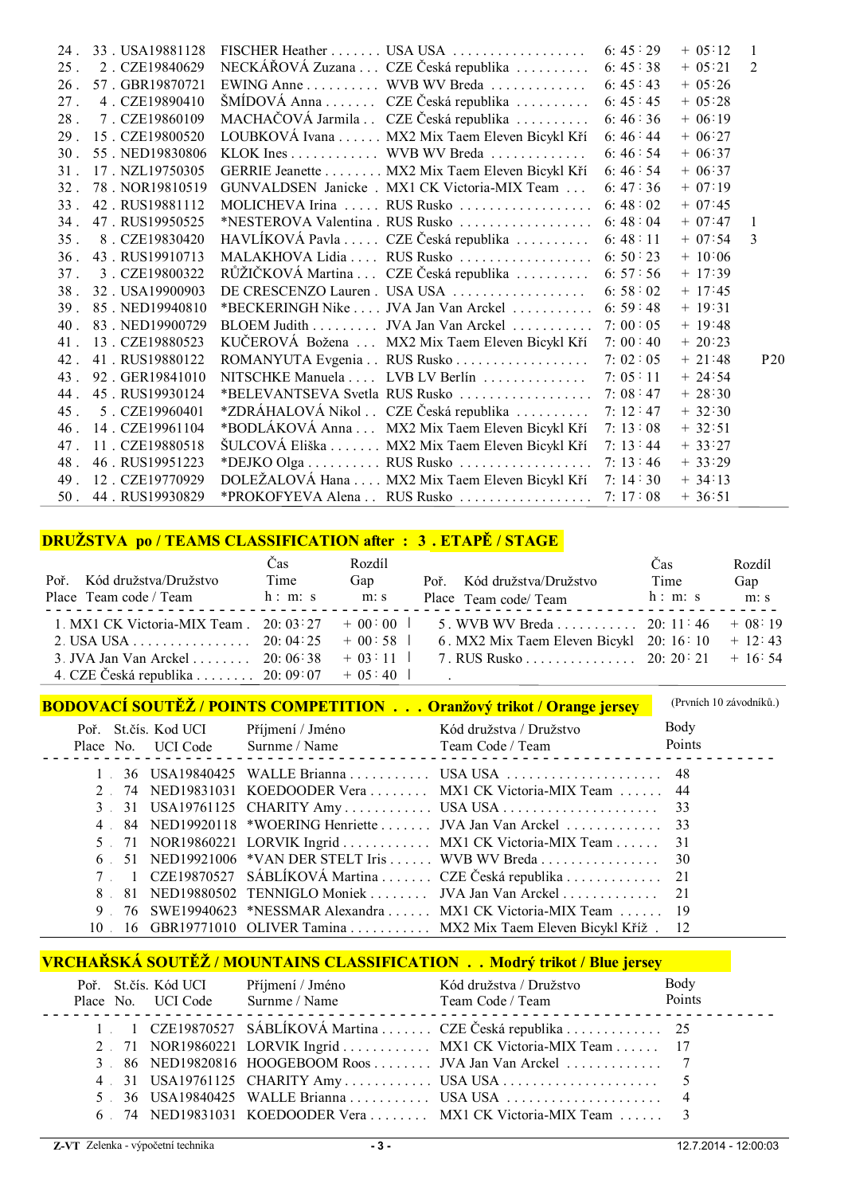| | | | | | | | |
|---|---|---|---|---|---|---|---|
| 24 . | 33 . USA19881128 | FISCHER Heather ....... | USA USA .................. | 6: 45 : 29 | + 05:12 | 1 | |
| 25 . | 2 . CZE19840629 | NECKÁŘOVÁ Zuzana ... | CZE Česká republika .......... | 6: 45 : 38 | + 05:21 | 2 | |
| 26 . | 57 . GBR19870721 | EWING Anne .......... | WVB WV Breda ............. | 6: 45 : 43 | + 05:26 | | |
| 27 . | 4 . CZE19890410 | ŠMÍDOVÁ Anna ....... | CZE Česká republika .......... | 6: 45 : 45 | + 05:28 | | |
| 28 . | 7 . CZE19860109 | MACHAČOVÁ Jarmila .. | CZE Česká republika .......... | 6: 46 : 36 | + 06:19 | | |
| 29 . | 15 . CZE19800520 | LOUBKOVÁ Ivana ...... | MX2 Mix Taem Eleven Bicykl Kří | 6: 46 : 44 | + 06:27 | | |
| 30 . | 55 . NED19830806 | KLOK Ines ............ | WVB WV Breda ............. | 6: 46 : 54 | + 06:37 | | |
| 31 . | 17 . NZL19750305 | GERRIE Jeanette ........ | MX2 Mix Taem Eleven Bicykl Kří | 6: 46 : 54 | + 06:37 | | |
| 32 . | 78 . NOR19810519 | GUNVALDSEN Janicke . | MX1 CK Victoria-MIX Team ... | 6: 47 : 36 | + 07:19 | | |
| 33 . | 42 . RUS19881112 | MOLICHEVA Irina ..... | RUS Rusko .................. | 6: 48 : 02 | + 07:45 | | |
| 34 . | 47 . RUS19950525 | *NESTEROVA Valentina . | RUS Rusko .................. | 6: 48 : 04 | + 07:47 | 1 | |
| 35 . | 8 . CZE19830420 | HAVLÍKOVÁ Pavla ..... | CZE Česká republika .......... | 6: 48 : 11 | + 07:54 | 3 | |
| 36 . | 43 . RUS19910713 | MALAKHOVA Lidia .... | RUS Rusko .................. | 6: 50 : 23 | + 10:06 | | |
| 37 . | 3 . CZE19800322 | RŮŽIČKOVÁ Martina ... | CZE Česká republika .......... | 6: 57 : 56 | + 17:39 | | |
| 38 . | 32 . USA19900903 | DE CRESCENZO Lauren . | USA USA .................. | 6: 58 : 02 | + 17:45 | | |
| 39 . | 85 . NED19940810 | *BECKERINGH Nike .... | JVA Jan Van Arckel ........... | 6: 59 : 48 | + 19:31 | | |
| 40 . | 83 . NED19900729 | BLOEM Judith ......... | JVA Jan Van Arckel ........... | 7: 00 : 05 | + 19:48 | | |
| 41 . | 13 . CZE19880523 | KUČEROVÁ Božena ... | MX2 Mix Taem Eleven Bicykl Kří | 7: 00 : 40 | + 20:23 | | |
| 42 . | 41 . RUS19880122 | ROMANYUTA Evgenia .. | RUS Rusko .................. | 7: 02 : 05 | + 21:48 | | P20 |
| 43 . | 92 . GER19841010 | NITSCHKE Manuela .... | LVB LV Berlín .............. | 7: 05 : 11 | + 24:54 | | |
| 44 . | 45 . RUS19930124 | *BELEVANTSEVA Svetla | RUS Rusko .................. | 7: 08 : 47 | + 28:30 | | |
| 45 . | 5 . CZE19960401 | *ZDRÁHALOVÁ Nikol .. | CZE Česká republika .......... | 7: 12 : 47 | + 32:30 | | |
| 46 . | 14 . CZE19961104 | *BODLÁKOVÁ Anna ... | MX2 Mix Taem Eleven Bicykl Kří | 7: 13 : 08 | + 32:51 | | |
| 47 . | 11 . CZE19880518 | ŠULCOVÁ Eliška ....... | MX2 Mix Taem Eleven Bicykl Kří | 7: 13 : 44 | + 33:27 | | |
| 48 . | 46 . RUS19951223 | *DEJKO Olga .......... | RUS Rusko .................. | 7: 13 : 46 | + 33:29 | | |
| 49 . | 12 . CZE19770929 | DOLEŽALOVÁ Hana .... | MX2 Mix Taem Eleven Bicykl Kří | 7: 14 : 30 | + 34:13 | | |
| 50 . | 44 . RUS19930829 | *PROKOFYEVA Alena .. | RUS Rusko .................. | 7: 17 : 08 | + 36:51 | | |

## DRUŽSTVA po / TEAMS CLASSIFICATION after : 3 . ETAPĚ / STAGE

| Poř. Place | Kód družstva/Družstvo Team code / Team | Čas Time h : m: s | Rozdíl Gap m: s |
|---|---|---|---|
| 1. | MX1 CK Victoria-MIX Team . | 20: 03 : 27 | + 00 : 00 |
| 2. | USA USA ................ | 20: 04 : 25 | + 00 : 58 |
| 3. | JVA Jan Van Arckel ........ | 20: 06 : 38 | + 03 : 11 |
| 4. | CZE Česká republika ........ | 20: 09 : 07 | + 05 : 40 |
| 5. | WVB WV Breda ........... | 20: 11 : 46 | + 08 : 19 |
| 6. | MX2 Mix Taem Eleven Bicykl | 20: 16 : 10 | + 12 : 43 |
| 7. | RUS Rusko ............... | 20: 20 : 21 | + 16 : 54 |

## BODOVACÍ SOUTĚŽ / POINTS COMPETITION . . . Oranžový trikot / Orange jersey

(Prvních 10 závodníků.)

| Poř. Place | St.čís. No. | Kód UCI UCI Code | Příjmení / Jméno Surnme / Name | Kód družstva / Družstvo Team Code / Team | Body Points |
|---|---|---|---|---|---|
| 1 . | 36 | USA19840425 | WALLE Brianna ........... | USA USA ..................... | 48 |
| 2 . | 74 | NED19831031 | KOEDOODER Vera ........ | MX1 CK Victoria-MIX Team ...... | 44 |
| 3 . | 31 | USA19761125 | CHARITY Amy ............ | USA USA ..................... | 33 |
| 4 . | 84 | NED19920118 | *WOERING Henriette ....... | JVA Jan Van Arckel ............ | 33 |
| 5 . | 71 | NOR19860221 | LORVIK Ingrid ............ | MX1 CK Victoria-MIX Team ...... | 31 |
| 6 . | 51 | NED19921006 | *VAN DER STELT Iris ...... | WVB WV Breda ................ | 30 |
| 7 . | 1 | CZE19870527 | SÁBLÍKOVÁ Martina ....... | CZE Česká republika ............ | 21 |
| 8 . | 81 | NED19880502 | TENNIGLO Moniek ........ | JVA Jan Van Arckel ............ | 21 |
| 9 . | 76 | SWE19940623 | *NESSMAR Alexandra ...... | MX1 CK Victoria-MIX Team ...... | 19 |
| 10 . | 16 | GBR19771010 | OLIVER Tamina ........... | MX2 Mix Taem Eleven Bicykl Kříž . | 12 |

## VRCHAŘSKÁ SOUTĚŽ / MOUNTAINS CLASSIFICATION . . Modrý trikot / Blue jersey

| Poř. Place | St.čís. No. | Kód UCI UCI Code | Příjmení / Jméno Surnme / Name | Kód družstva / Družstvo Team Code / Team | Body Points |
|---|---|---|---|---|---|
| 1 . | 1 | CZE19870527 | SÁBLÍKOVÁ Martina ....... | CZE Česká republika ............ | 25 |
| 2 . | 71 | NOR19860221 | LORVIK Ingrid ............ | MX1 CK Victoria-MIX Team ...... | 17 |
| 3 . | 86 | NED19820816 | HOOGEBOOM Roos ........ | JVA Jan Van Arckel ............ | 7 |
| 4 . | 31 | USA19761125 | CHARITY Amy ............ | USA USA ..................... | 5 |
| 5 . | 36 | USA19840425 | WALLE Brianna ........... | USA USA ..................... | 4 |
| 6 . | 74 | NED19831031 | KOEDOODER Vera ........ | MX1 CK Victoria-MIX Team ...... | 3 |

Z-VT Zelenka - výpočetní technika — 12.7.2014 - 12:00:03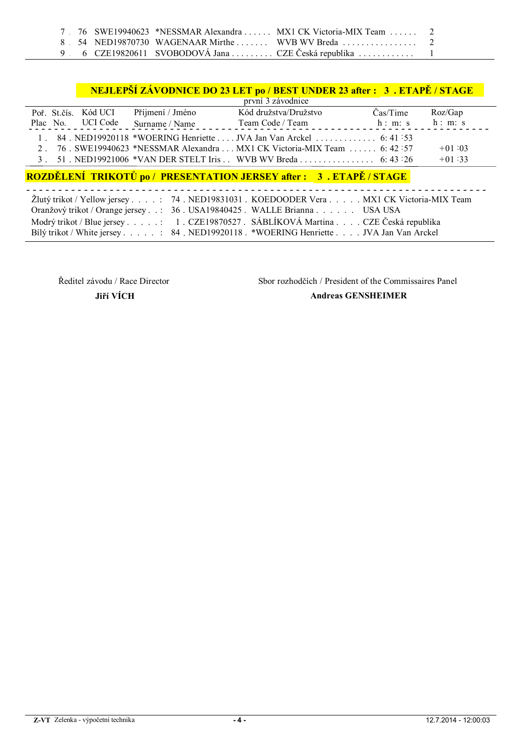| | | | | | |
|---|---|---|---|---|---|
| 7 . | 76 | SWE19940623 | *NESSMAR Alexandra | MX1 CK Victoria-MIX Team | 2 |
| 8 . | 54 | NED19870730 | WAGENAAR Mirthe | WVB WV Breda | 2 |
| 9 . | 6 | CZE19820611 | SVOBODOVÁ Jana | CZE Česká republika | 1 |

## NEJLEPŠÍ ZÁVODNICE DO 23 LET po / BEST UNDER 23 after : 3 . ETAPĚ / STAGE

první 3 závodnice

| Poř. Plac | St.čís. No. | Kód UCI UCI Code | Příjmení / Jméno Surname / Name | Kód družstva/Družstvo Team Code / Team | Čas/Time h : m: s | Roz/Gap h : m: s |
|---|---|---|---|---|---|---|
| 1 . | 84 | NED19920118 | *WOERING Henriette | JVA Jan Van Arckel | 6: 41 :53 | |
| 2 . | 76 | SWE19940623 | *NESSMAR Alexandra | MX1 CK Victoria-MIX Team | 6: 42 :57 | +01 :03 |
| 3 . | 51 | NED19921006 | *VAN DER STELT Iris | WVB WV Breda | 6: 43 :26 | +01 :33 |

## ROZDĚLENÍ TRIKOTŮ po / PRESENTATION JERSEY after : 3 . ETAPĚ / STAGE

Žlutý trikot / Yellow jersey : 74 . NED19831031 . KOEDOODER Vera . MX1 CK Victoria-MIX Team

Oranžový trikot / Orange jersey : 36 . USA19840425 . WALLE Brianna . USA USA

Modrý trikot / Blue jersey : 1 . CZE19870527 . SÁBLÍKOVÁ Martina . CZE Česká republika

Bílý trikot / White jersey : 84 . NED19920118 . *WOERING Henriette . JVA Jan Van Arckel

Ředitel závodu / Race Director
**Jiří VÍCH**

Sbor rozhodčích / President of the Commissaires Panel
**Andreas GENSHEIMER**

**Z-VT** Zelenka - výpočetní technika — 12.7.2014 - 12:00:03